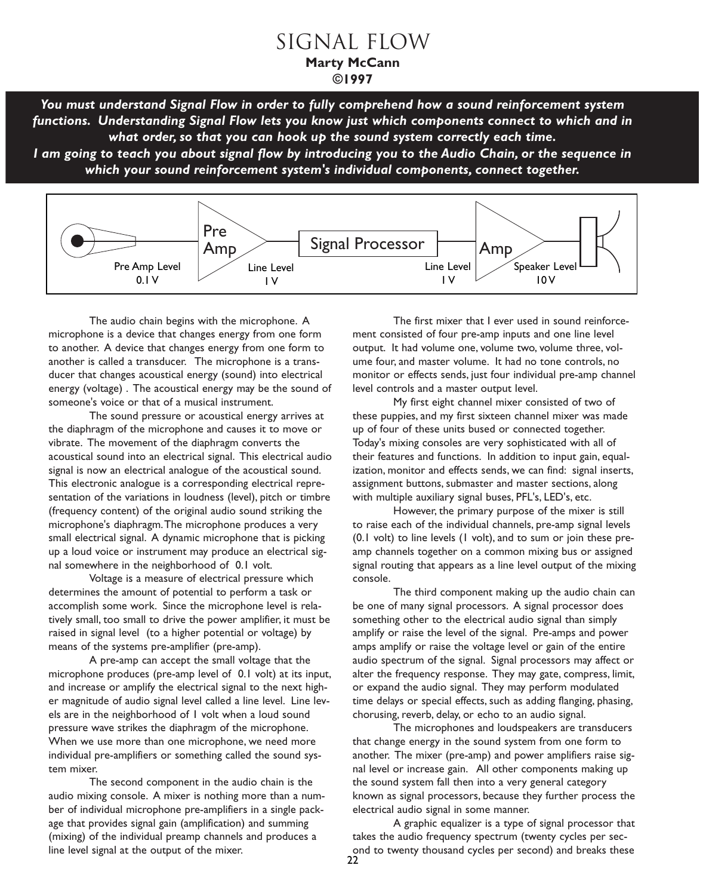# SIGNAL FLOW

**Marty McCann**
**©1997**

***You must understand Signal Flow in order to fully comprehend how a sound reinforcement system functions. Understanding Signal Flow lets you know just which components connect to which and in what order, so that you can hook up the sound system correctly each time. I am going to teach you about signal flow by introducing you to the Audio Chain, or the sequence in which your sound reinforcement system's individual components, connect together.***

Pre Amp Level 0.1 V — Pre Amp — Line Level 1 V — Signal Processor — Line Level 1 V — Amp — Speaker Level 10 V

The audio chain begins with the microphone. A microphone is a device that changes energy from one form to another. A device that changes energy from one form to another is called a transducer. The microphone is a transducer that changes acoustical energy (sound) into electrical energy (voltage) . The acoustical energy may be the sound of someone's voice or that of a musical instrument.

The sound pressure or acoustical energy arrives at the diaphragm of the microphone and causes it to move or vibrate. The movement of the diaphragm converts the acoustical sound into an electrical signal. This electrical audio signal is now an electrical analogue of the acoustical sound. This electronic analogue is a corresponding electrical representation of the variations in loudness (level), pitch or timbre (frequency content) of the original audio sound striking the microphone's diaphragm. The microphone produces a very small electrical signal. A dynamic microphone that is picking up a loud voice or instrument may produce an electrical signal somewhere in the neighborhood of 0.1 volt.

Voltage is a measure of electrical pressure which determines the amount of potential to perform a task or accomplish some work. Since the microphone level is relatively small, too small to drive the power amplifier, it must be raised in signal level (to a higher potential or voltage) by means of the systems pre-amplifier (pre-amp).

A pre-amp can accept the small voltage that the microphone produces (pre-amp level of 0.1 volt) at its input, and increase or amplify the electrical signal to the next higher magnitude of audio signal level called a line level. Line levels are in the neighborhood of 1 volt when a loud sound pressure wave strikes the diaphragm of the microphone. When we use more than one microphone, we need more individual pre-amplifiers or something called the sound system mixer.

The second component in the audio chain is the audio mixing console. A mixer is nothing more than a number of individual microphone pre-amplifiers in a single package that provides signal gain (amplification) and summing (mixing) of the individual preamp channels and produces a line level signal at the output of the mixer.

The first mixer that I ever used in sound reinforcement consisted of four pre-amp inputs and one line level output. It had volume one, volume two, volume three, volume four, and master volume. It had no tone controls, no monitor or effects sends, just four individual pre-amp channel level controls and a master output level.

My first eight channel mixer consisted of two of these puppies, and my first sixteen channel mixer was made up of four of these units bused or connected together. Today's mixing consoles are very sophisticated with all of their features and functions. In addition to input gain, equalization, monitor and effects sends, we can find: signal inserts, assignment buttons, submaster and master sections, along with multiple auxiliary signal buses, PFL's, LED's, etc.

However, the primary purpose of the mixer is still to raise each of the individual channels, pre-amp signal levels (0.1 volt) to line levels (1 volt), and to sum or join these pre-amp channels together on a common mixing bus or assigned signal routing that appears as a line level output of the mixing console.

The third component making up the audio chain can be one of many signal processors. A signal processor does something other to the electrical audio signal than simply amplify or raise the level of the signal. Pre-amps and power amps amplify or raise the voltage level or gain of the entire audio spectrum of the signal. Signal processors may affect or alter the frequency response. They may gate, compress, limit, or expand the audio signal. They may perform modulated time delays or special effects, such as adding flanging, phasing, chorusing, reverb, delay, or echo to an audio signal.

The microphones and loudspeakers are transducers that change energy in the sound system from one form to another. The mixer (pre-amp) and power amplifiers raise signal level or increase gain. All other components making up the sound system fall then into a very general category known as signal processors, because they further process the electrical audio signal in some manner.

A graphic equalizer is a type of signal processor that takes the audio frequency spectrum (twenty cycles per second to twenty thousand cycles per second) and breaks these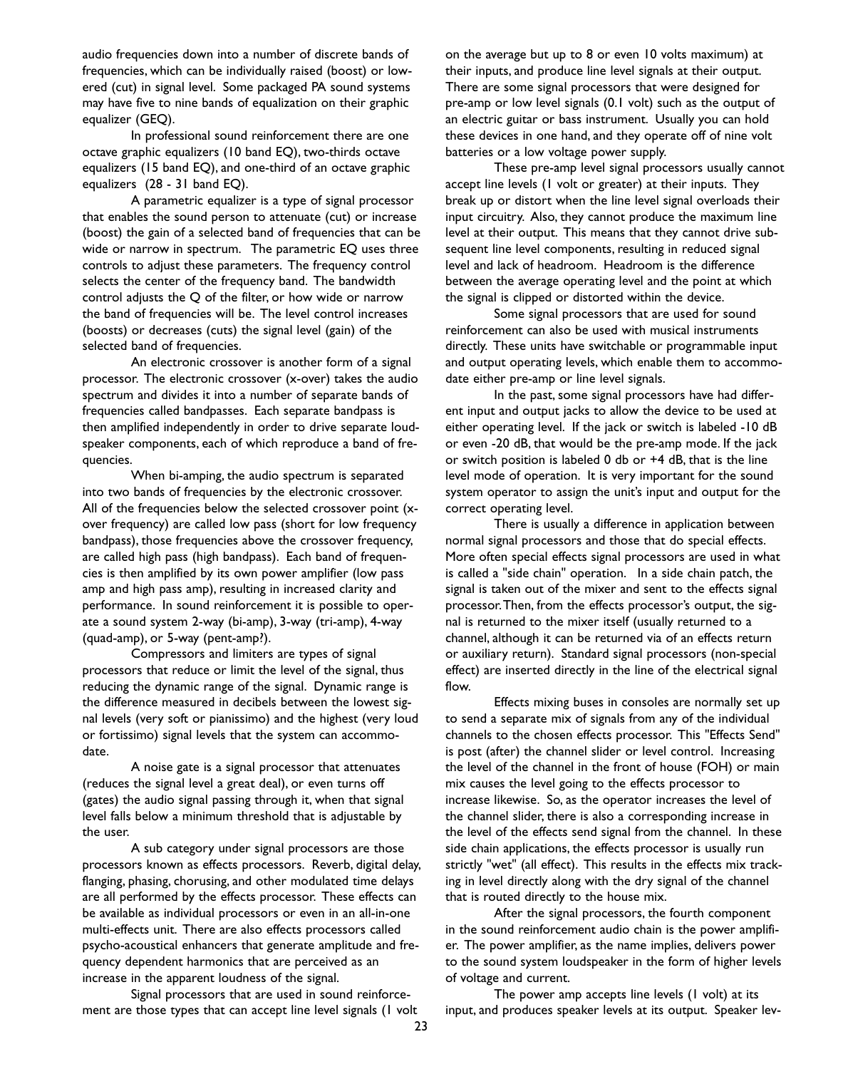audio frequencies down into a number of discrete bands of frequencies, which can be individually raised (boost) or lowered (cut) in signal level. Some packaged PA sound systems may have five to nine bands of equalization on their graphic equalizer (GEQ).

In professional sound reinforcement there are one octave graphic equalizers (10 band EQ), two-thirds octave equalizers (15 band EQ), and one-third of an octave graphic equalizers (28 - 31 band EQ).

A parametric equalizer is a type of signal processor that enables the sound person to attenuate (cut) or increase (boost) the gain of a selected band of frequencies that can be wide or narrow in spectrum. The parametric EQ uses three controls to adjust these parameters. The frequency control selects the center of the frequency band. The bandwidth control adjusts the Q of the filter, or how wide or narrow the band of frequencies will be. The level control increases (boosts) or decreases (cuts) the signal level (gain) of the selected band of frequencies.

An electronic crossover is another form of a signal processor. The electronic crossover (x-over) takes the audio spectrum and divides it into a number of separate bands of frequencies called bandpasses. Each separate bandpass is then amplified independently in order to drive separate loudspeaker components, each of which reproduce a band of frequencies.

When bi-amping, the audio spectrum is separated into two bands of frequencies by the electronic crossover. All of the frequencies below the selected crossover point (x-over frequency) are called low pass (short for low frequency bandpass), those frequencies above the crossover frequency, are called high pass (high bandpass). Each band of frequencies is then amplified by its own power amplifier (low pass amp and high pass amp), resulting in increased clarity and performance. In sound reinforcement it is possible to operate a sound system 2-way (bi-amp), 3-way (tri-amp), 4-way (quad-amp), or 5-way (pent-amp?).

Compressors and limiters are types of signal processors that reduce or limit the level of the signal, thus reducing the dynamic range of the signal. Dynamic range is the difference measured in decibels between the lowest signal levels (very soft or pianissimo) and the highest (very loud or fortissimo) signal levels that the system can accommodate.

A noise gate is a signal processor that attenuates (reduces the signal level a great deal), or even turns off (gates) the audio signal passing through it, when that signal level falls below a minimum threshold that is adjustable by the user.

A sub category under signal processors are those processors known as effects processors. Reverb, digital delay, flanging, phasing, chorusing, and other modulated time delays are all performed by the effects processor. These effects can be available as individual processors or even in an all-in-one multi-effects unit. There are also effects processors called psycho-acoustical enhancers that generate amplitude and frequency dependent harmonics that are perceived as an increase in the apparent loudness of the signal.

Signal processors that are used in sound reinforcement are those types that can accept line level signals (1 volt on the average but up to 8 or even 10 volts maximum) at their inputs, and produce line level signals at their output. There are some signal processors that were designed for pre-amp or low level signals (0.1 volt) such as the output of an electric guitar or bass instrument. Usually you can hold these devices in one hand, and they operate off of nine volt batteries or a low voltage power supply.

These pre-amp level signal processors usually cannot accept line levels (1 volt or greater) at their inputs. They break up or distort when the line level signal overloads their input circuitry. Also, they cannot produce the maximum line level at their output. This means that they cannot drive subsequent line level components, resulting in reduced signal level and lack of headroom. Headroom is the difference between the average operating level and the point at which the signal is clipped or distorted within the device.

Some signal processors that are used for sound reinforcement can also be used with musical instruments directly. These units have switchable or programmable input and output operating levels, which enable them to accommodate either pre-amp or line level signals.

In the past, some signal processors have had different input and output jacks to allow the device to be used at either operating level. If the jack or switch is labeled -10 dB or even -20 dB, that would be the pre-amp mode. If the jack or switch position is labeled 0 db or +4 dB, that is the line level mode of operation. It is very important for the sound system operator to assign the unit's input and output for the correct operating level.

There is usually a difference in application between normal signal processors and those that do special effects. More often special effects signal processors are used in what is called a "side chain" operation. In a side chain patch, the signal is taken out of the mixer and sent to the effects signal processor. Then, from the effects processor's output, the signal is returned to the mixer itself (usually returned to a channel, although it can be returned via of an effects return or auxiliary return). Standard signal processors (non-special effect) are inserted directly in the line of the electrical signal flow.

Effects mixing buses in consoles are normally set up to send a separate mix of signals from any of the individual channels to the chosen effects processor. This "Effects Send" is post (after) the channel slider or level control. Increasing the level of the channel in the front of house (FOH) or main mix causes the level going to the effects processor to increase likewise. So, as the operator increases the level of the channel slider, there is also a corresponding increase in the level of the effects send signal from the channel. In these side chain applications, the effects processor is usually run strictly "wet" (all effect). This results in the effects mix tracking in level directly along with the dry signal of the channel that is routed directly to the house mix.

After the signal processors, the fourth component in the sound reinforcement audio chain is the power amplifier. The power amplifier, as the name implies, delivers power to the sound system loudspeaker in the form of higher levels of voltage and current.

The power amp accepts line levels (1 volt) at its input, and produces speaker levels at its output. Speaker lev-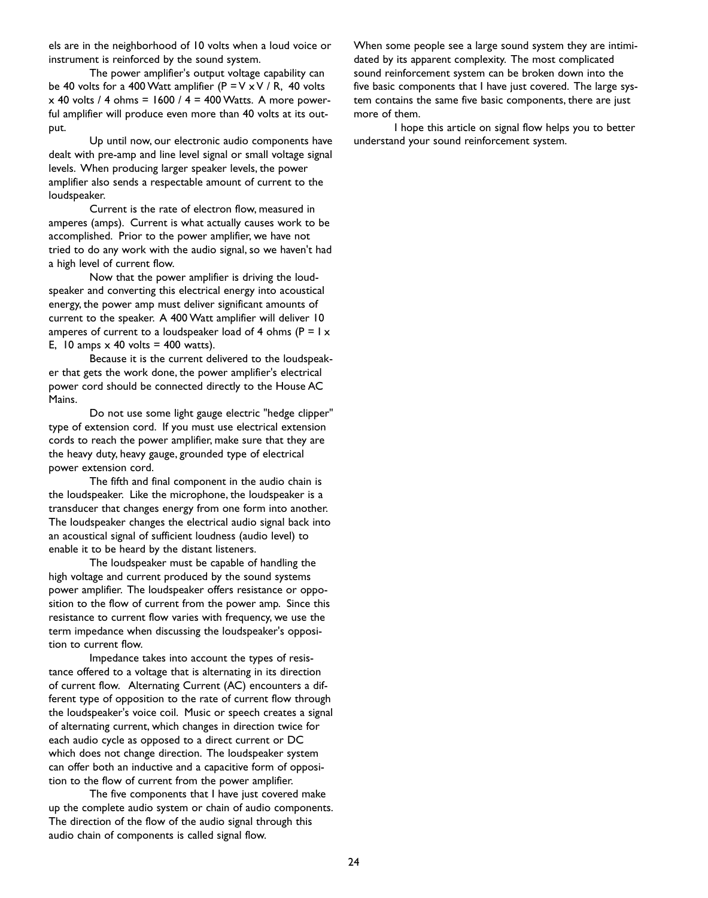els are in the neighborhood of 10 volts when a loud voice or instrument is reinforced by the sound system.

The power amplifier's output voltage capability can be 40 volts for a 400 Watt amplifier ($P = V \times V / R$, 40 volts x 40 volts / 4 ohms = 1600 / 4 = 400 Watts. A more powerful amplifier will produce even more than 40 volts at its output.

Up until now, our electronic audio components have dealt with pre-amp and line level signal or small voltage signal levels. When producing larger speaker levels, the power amplifier also sends a respectable amount of current to the loudspeaker.

Current is the rate of electron flow, measured in amperes (amps). Current is what actually causes work to be accomplished. Prior to the power amplifier, we have not tried to do any work with the audio signal, so we haven't had a high level of current flow.

Now that the power amplifier is driving the loudspeaker and converting this electrical energy into acoustical energy, the power amp must deliver significant amounts of current to the speaker. A 400 Watt amplifier will deliver 10 amperes of current to a loudspeaker load of 4 ohms ($P = I \times E$, 10 amps x 40 volts = 400 watts).

Because it is the current delivered to the loudspeaker that gets the work done, the power amplifier's electrical power cord should be connected directly to the House AC Mains.

Do not use some light gauge electric "hedge clipper" type of extension cord. If you must use electrical extension cords to reach the power amplifier, make sure that they are the heavy duty, heavy gauge, grounded type of electrical power extension cord.

The fifth and final component in the audio chain is the loudspeaker. Like the microphone, the loudspeaker is a transducer that changes energy from one form into another. The loudspeaker changes the electrical audio signal back into an acoustical signal of sufficient loudness (audio level) to enable it to be heard by the distant listeners.

The loudspeaker must be capable of handling the high voltage and current produced by the sound systems power amplifier. The loudspeaker offers resistance or opposition to the flow of current from the power amp. Since this resistance to current flow varies with frequency, we use the term impedance when discussing the loudspeaker's opposition to current flow.

Impedance takes into account the types of resistance offered to a voltage that is alternating in its direction of current flow. Alternating Current (AC) encounters a different type of opposition to the rate of current flow through the loudspeaker's voice coil. Music or speech creates a signal of alternating current, which changes in direction twice for each audio cycle as opposed to a direct current or DC which does not change direction. The loudspeaker system can offer both an inductive and a capacitive form of opposition to the flow of current from the power amplifier.

The five components that I have just covered make up the complete audio system or chain of audio components. The direction of the flow of the audio signal through this audio chain of components is called signal flow.

When some people see a large sound system they are intimidated by its apparent complexity. The most complicated sound reinforcement system can be broken down into the five basic components that I have just covered. The large system contains the same five basic components, there are just more of them.

I hope this article on signal flow helps you to better understand your sound reinforcement system.